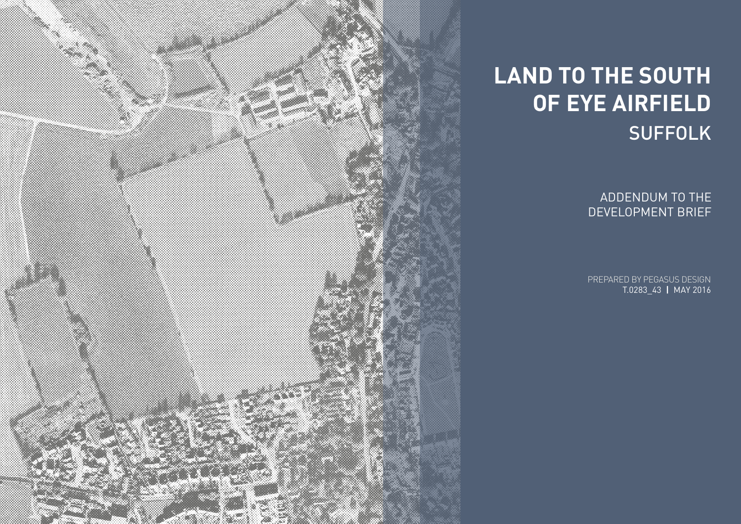# LAND TO THE SOUTH OF EYE AIRFIELD
## SUFFOLK

ADDENDUM TO THE DEVELOPMENT BRIEF

PREPARED BY PEGASUS DESIGN
T.0283_43 | MAY 2016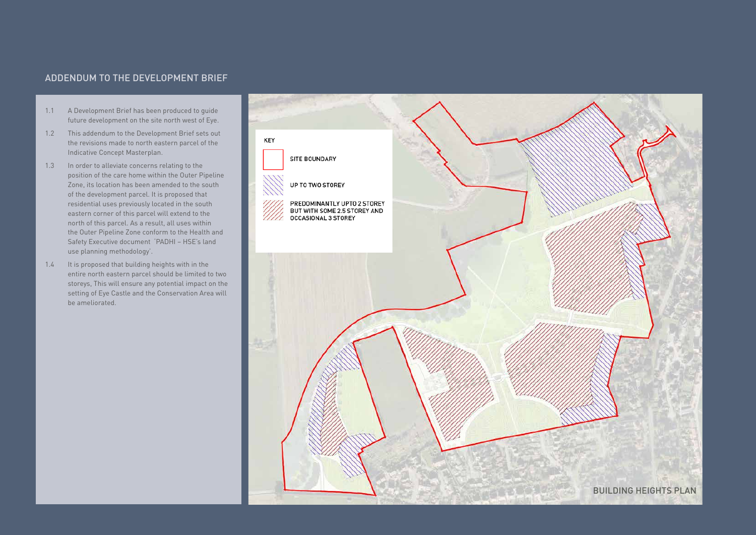## ADDENDUM TO THE DEVELOPMENT BRIEF

1.1 A Development Brief has been produced to guide future development on the site north west of Eye.

1.2 This addendum to the Development Brief sets out the revisions made to north eastern parcel of the Indicative Concept Masterplan.

1.3 In order to alleviate concerns relating to the position of the care home within the Outer Pipeline Zone, its location has been amended to the south of the development parcel. It is proposed that residential uses previously located in the south eastern corner of this parcel will extend to the north of this parcel. As a result, all uses within the Outer Pipeline Zone conform to the Health and Safety Executive document `PADHI – HSE's land use planning methodology'.

1.4 It is proposed that building heights with in the entire north eastern parcel should be limited to two storeys, This will ensure any potential impact on the setting of Eye Castle and the Conservation Area will be ameliorated.

KEY

- SITE BOUNDARY
- UP TO TWO STOREY
- PREDOMINANTLY UPTO 2 STOREY BUT WITH SOME 2.5 STOREY AND OCCASIONAL 3 STOREY

BUILDING HEIGHTS PLAN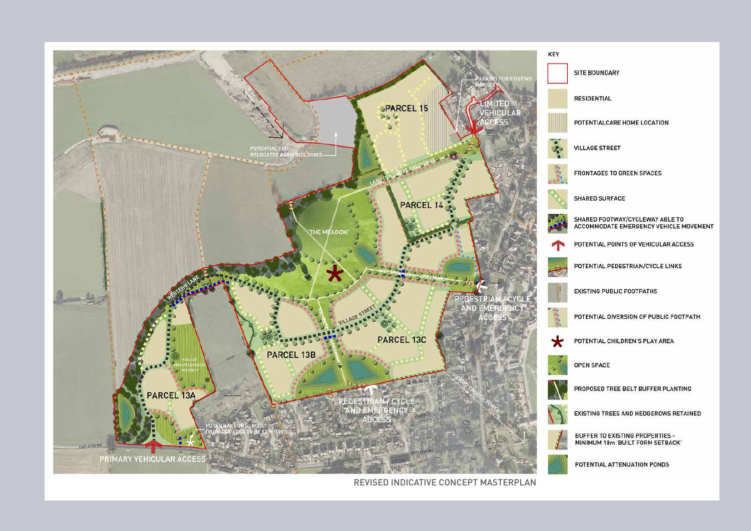KEY

- SITE BOUNDARY
- RESIDENTIAL
- POTENTIALCARE HOME LOCATION
- VILLAGE STREET
- FRONTAGES TO GREEN SPACES
- SHARED SURFACE
- SHARED FOOTWAY/CYCLEWAY ABLE TO ACCOMMODATE EMERGENCY VEHICLE MOVEMENT
- POTENTIAL POINTS OF VEHICULAR ACCESS
- POTENTIAL PEDESTRIAN/CYCLE LINKS
- EXISTING PUBLIC FOOTPATHS
- POTENTIAL DIVERSION OF PUBLIC FOOTPATH
- POTENTIAL CHILDREN'S PLAY AREA
- OPEN SPACE
- PROPOSED TREE BELT BUFFER PLANTING
- EXISTING TREES AND HEDGEROWS RETAINED
- BUFFER TO EXISTING PROPERTIES - MINIMUM 18m 'BUILT FORM SETBACK'
- POTENTIAL ATTENUATION PONDS

REVISED INDICATIVE CONCEPT MASTERPLAN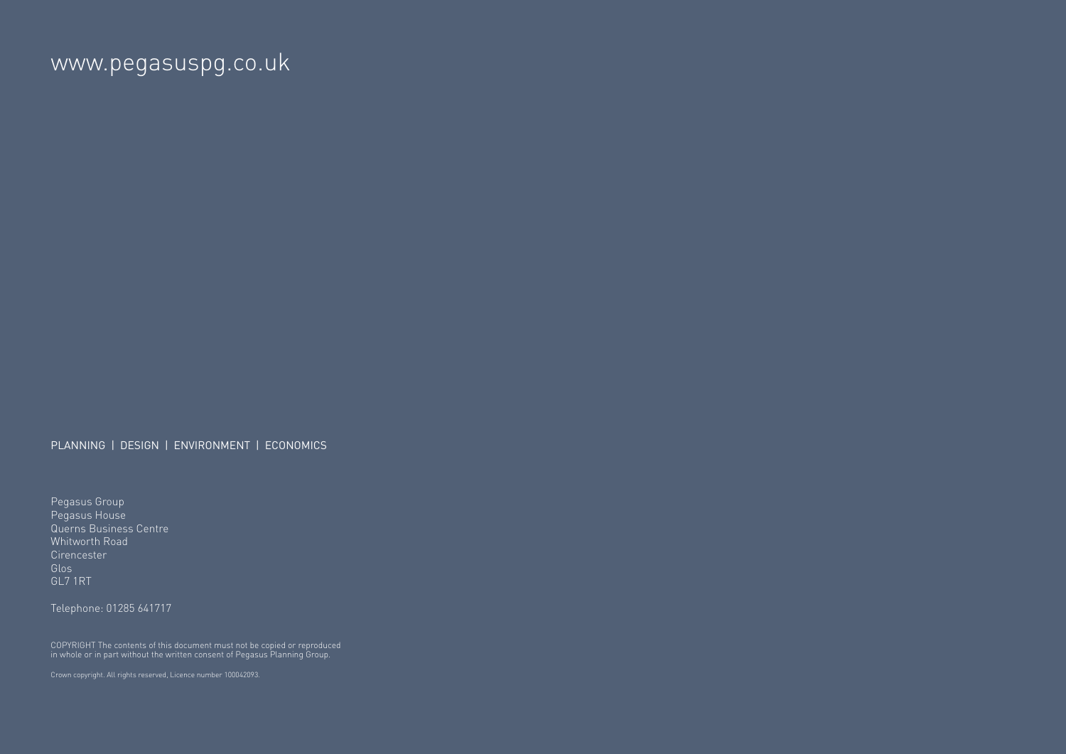www.pegasuspg.co.uk

PLANNING | DESIGN | ENVIRONMENT | ECONOMICS

Pegasus Group
Pegasus House
Querns Business Centre
Whitworth Road
Cirencester
Glos
GL7 1RT

Telephone: 01285 641717

COPYRIGHT The contents of this document must not be copied or reproduced in whole or in part without the written consent of Pegasus Planning Group.

Crown copyright. All rights reserved, Licence number 100042093.